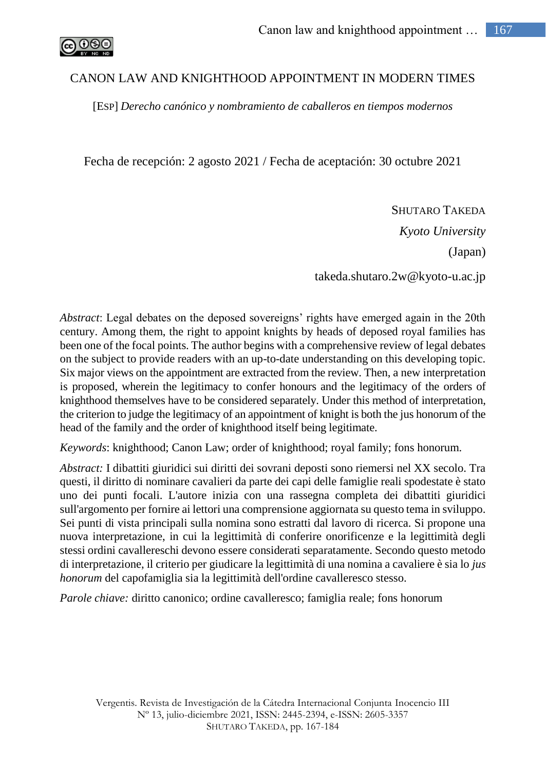# CANON LAW AND KNIGHTHOOD APPOINTMENT IN MODERN TIMES

[ESP] *Derecho canónico y nombramiento de caballeros en tiempos modernos*

Fecha de recepción: 2 agosto 2021 / Fecha de aceptación: 30 octubre 2021

SHUTARO TAKEDA

*Kyoto University*

(Japan)

takeda.shutaro.2w@kyoto-u.ac.jp

*Abstract*: Legal debates on the deposed sovereigns' rights have emerged again in the 20th century. Among them, the right to appoint knights by heads of deposed royal families has been one of the focal points. The author begins with a comprehensive review of legal debates on the subject to provide readers with an up-to-date understanding on this developing topic. Six major views on the appointment are extracted from the review. Then, a new interpretation is proposed, wherein the legitimacy to confer honours and the legitimacy of the orders of knighthood themselves have to be considered separately. Under this method of interpretation, the criterion to judge the legitimacy of an appointment of knight is both the jus honorum of the head of the family and the order of knighthood itself being legitimate.

*Keywords*: knighthood; Canon Law; order of knighthood; royal family; fons honorum.

*Abstract:* I dibattiti giuridici sui diritti dei sovrani deposti sono riemersi nel XX secolo. Tra questi, il diritto di nominare cavalieri da parte dei capi delle famiglie reali spodestate è stato uno dei punti focali. L'autore inizia con una rassegna completa dei dibattiti giuridici sull'argomento per fornire ai lettori una comprensione aggiornata su questo tema in sviluppo. Sei punti di vista principali sulla nomina sono estratti dal lavoro di ricerca. Si propone una nuova interpretazione, in cui la legittimità di conferire onorificenze e la legittimità degli stessi ordini cavallereschi devono essere considerati separatamente. Secondo questo metodo di interpretazione, il criterio per giudicare la legittimità di una nomina a cavaliere è sia lo *jus honorum* del capofamiglia sia la legittimità dell'ordine cavalleresco stesso.

*Parole chiave:* diritto canonico; ordine cavalleresco; famiglia reale; fons honorum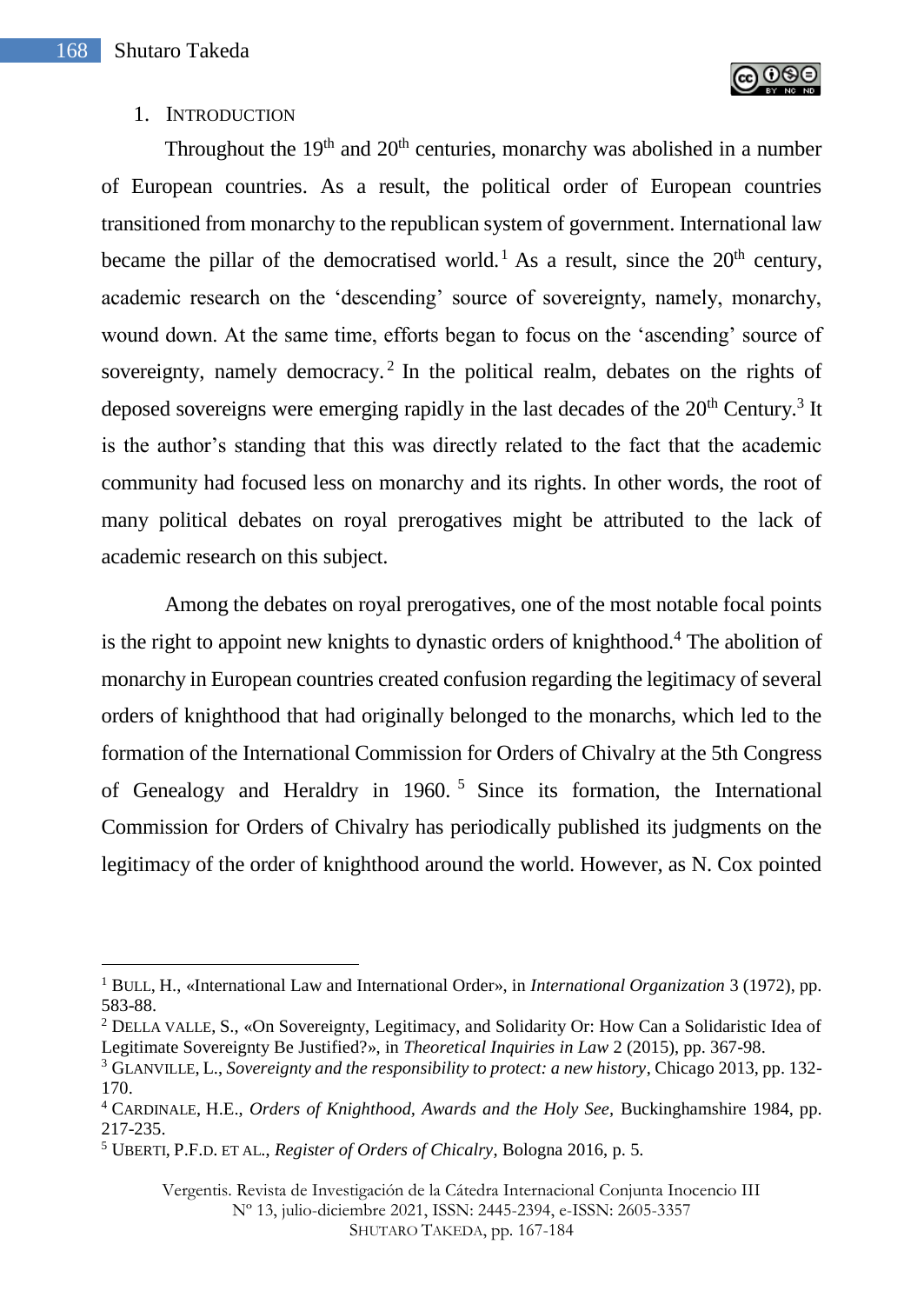## 1. INTRODUCTION

Throughout the 19th and 20th centuries, monarchy was abolished in a number of European countries. As a result, the political order of European countries transitioned from monarchy to the republican system of government. International law became the pillar of the democratised world.[1] As a result, since the 20th century, academic research on the 'descending' source of sovereignty, namely, monarchy, wound down. At the same time, efforts began to focus on the 'ascending' source of sovereignty, namely democracy.[2] In the political realm, debates on the rights of deposed sovereigns were emerging rapidly in the last decades of the 20th Century.[3] It is the author's standing that this was directly related to the fact that the academic community had focused less on monarchy and its rights. In other words, the root of many political debates on royal prerogatives might be attributed to the lack of academic research on this subject.

Among the debates on royal prerogatives, one of the most notable focal points is the right to appoint new knights to dynastic orders of knighthood.[4] The abolition of monarchy in European countries created confusion regarding the legitimacy of several orders of knighthood that had originally belonged to the monarchs, which led to the formation of the International Commission for Orders of Chivalry at the 5th Congress of Genealogy and Heraldry in 1960.[5] Since its formation, the International Commission for Orders of Chivalry has periodically published its judgments on the legitimacy of the order of knighthood around the world. However, as N. Cox pointed

---

[1] BULL, H., «International Law and International Order», in *International Organization* 3 (1972), pp. 583-88.

[2] DELLA VALLE, S., «On Sovereignty, Legitimacy, and Solidarity Or: How Can a Solidaristic Idea of Legitimate Sovereignty Be Justified?», in *Theoretical Inquiries in Law* 2 (2015), pp. 367-98.

[3] GLANVILLE, L., *Sovereignty and the responsibility to protect: a new history*, Chicago 2013, pp. 132-170.

[4] CARDINALE, H.E., *Orders of Knighthood, Awards and the Holy See,* Buckinghamshire 1984, pp. 217-235.

[5] UBERTI, P.F.D. ET AL., *Register of Orders of Chicalry*, Bologna 2016, p. 5.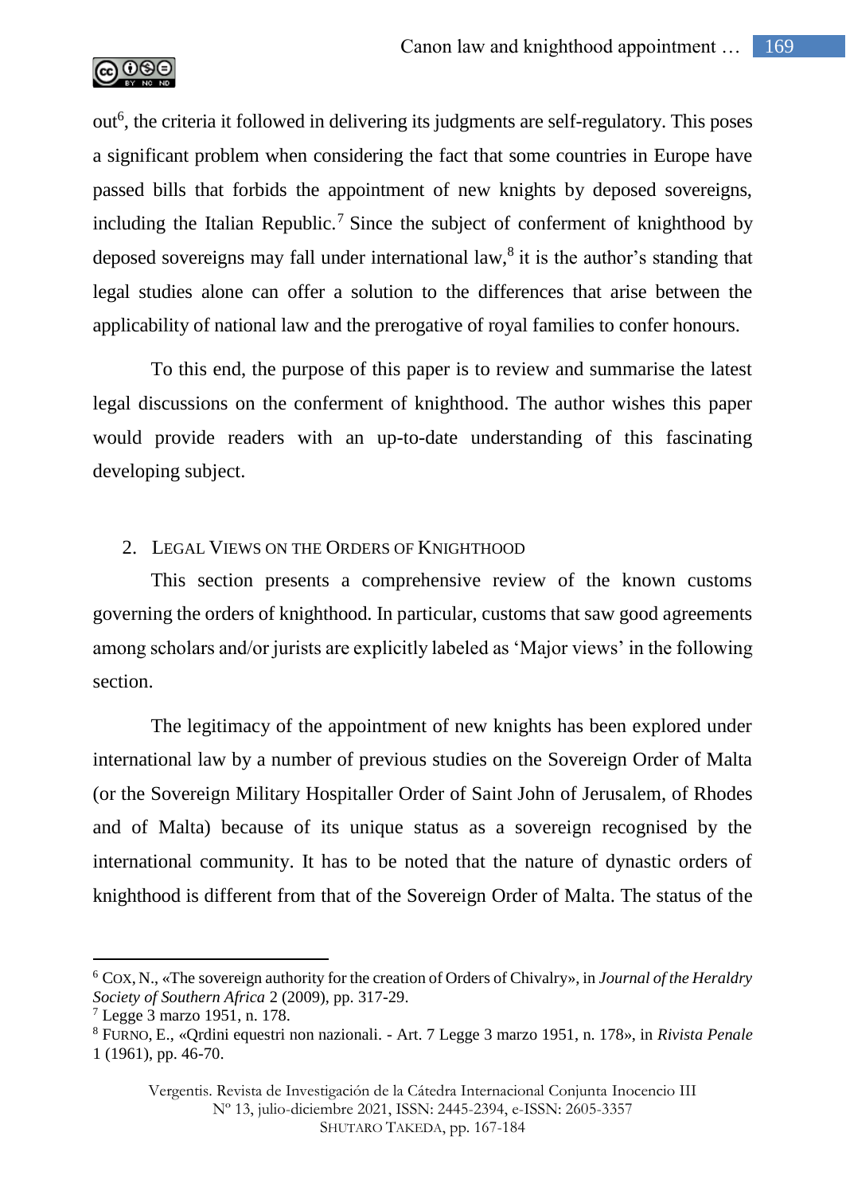out[6], the criteria it followed in delivering its judgments are self-regulatory. This poses a significant problem when considering the fact that some countries in Europe have passed bills that forbids the appointment of new knights by deposed sovereigns, including the Italian Republic.[7] Since the subject of conferment of knighthood by deposed sovereigns may fall under international law,[8] it is the author's standing that legal studies alone can offer a solution to the differences that arise between the applicability of national law and the prerogative of royal families to confer honours.

To this end, the purpose of this paper is to review and summarise the latest legal discussions on the conferment of knighthood. The author wishes this paper would provide readers with an up-to-date understanding of this fascinating developing subject.

## 2. Legal Views on the Orders of Knighthood

This section presents a comprehensive review of the known customs governing the orders of knighthood. In particular, customs that saw good agreements among scholars and/or jurists are explicitly labeled as 'Major views' in the following section.

The legitimacy of the appointment of new knights has been explored under international law by a number of previous studies on the Sovereign Order of Malta (or the Sovereign Military Hospitaller Order of Saint John of Jerusalem, of Rhodes and of Malta) because of its unique status as a sovereign recognised by the international community. It has to be noted that the nature of dynastic orders of knighthood is different from that of the Sovereign Order of Malta. The status of the

[6] Cox, N., «The sovereign authority for the creation of Orders of Chivalry», in *Journal of the Heraldry Society of Southern Africa* 2 (2009), pp. 317-29.

[7] Legge 3 marzo 1951, n. 178.

[8] Furno, E., «Qrdini equestri non nazionali. - Art. 7 Legge 3 marzo 1951, n. 178», in *Rivista Penale* 1 (1961), pp. 46-70.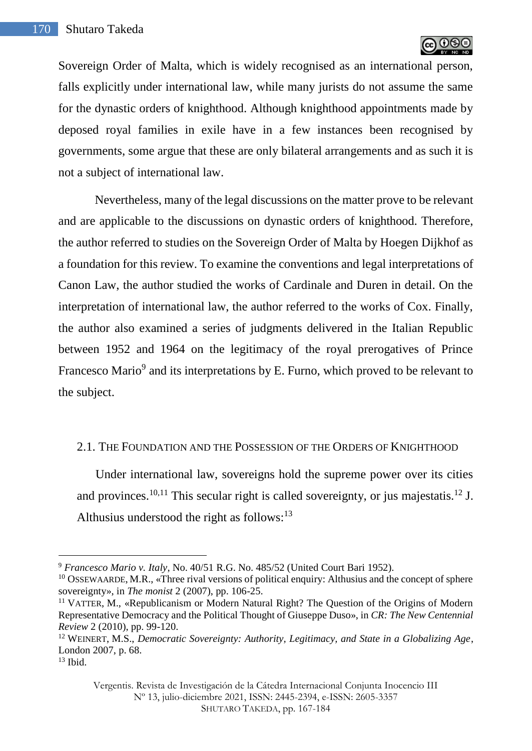Sovereign Order of Malta, which is widely recognised as an international person, falls explicitly under international law, while many jurists do not assume the same for the dynastic orders of knighthood. Although knighthood appointments made by deposed royal families in exile have in a few instances been recognised by governments, some argue that these are only bilateral arrangements and as such it is not a subject of international law.

Nevertheless, many of the legal discussions on the matter prove to be relevant and are applicable to the discussions on dynastic orders of knighthood. Therefore, the author referred to studies on the Sovereign Order of Malta by Hoegen Dijkhof as a foundation for this review. To examine the conventions and legal interpretations of Canon Law, the author studied the works of Cardinale and Duren in detail. On the interpretation of international law, the author referred to the works of Cox. Finally, the author also examined a series of judgments delivered in the Italian Republic between 1952 and 1964 on the legitimacy of the royal prerogatives of Prince Francesco Mario[9] and its interpretations by E. Furno, which proved to be relevant to the subject.

### 2.1. The Foundation and the Possession of the Orders of Knighthood

Under international law, sovereigns hold the supreme power over its cities and provinces.[10,11] This secular right is called sovereignty, or jus majestatis.[12] J. Althusius understood the right as follows:[13]

---

[9] *Francesco Mario v. Italy*, No. 40/51 R.G. No. 485/52 (United Court Bari 1952).

[10] Ossewaarde, M.R., «Three rival versions of political enquiry: Althusius and the concept of sphere sovereignty», in *The monist* 2 (2007), pp. 106-25.

[11] Vatter, M., «Republicanism or Modern Natural Right? The Question of the Origins of Modern Representative Democracy and the Political Thought of Giuseppe Duso», in *CR: The New Centennial Review* 2 (2010), pp. 99-120.

[12] Weinert, M.S., *Democratic Sovereignty: Authority, Legitimacy, and State in a Globalizing Age*, London 2007, p. 68.

[13] Ibid.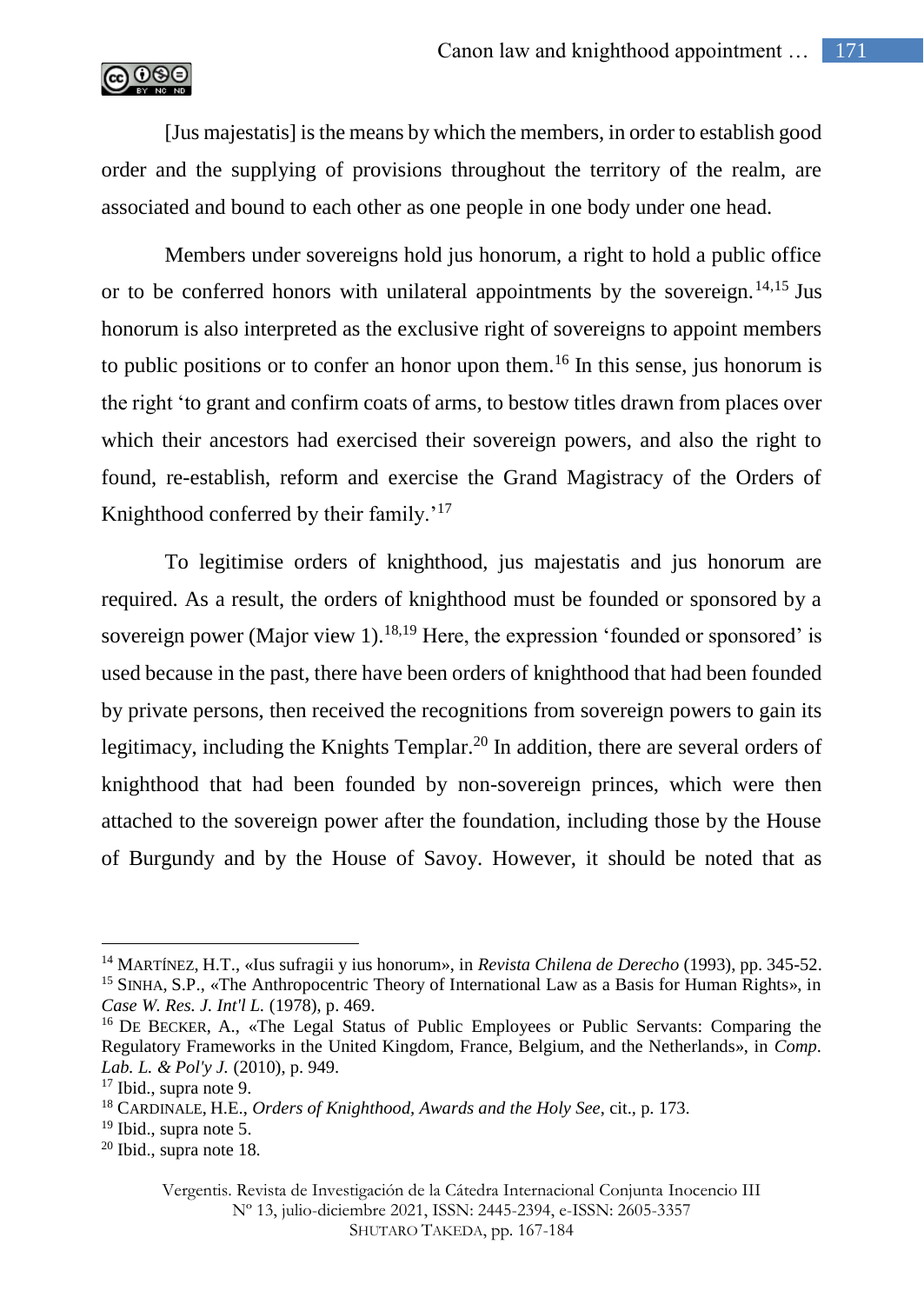[Jus majestatis] is the means by which the members, in order to establish good order and the supplying of provisions throughout the territory of the realm, are associated and bound to each other as one people in one body under one head.

Members under sovereigns hold jus honorum, a right to hold a public office or to be conferred honors with unilateral appointments by the sovereign.[14,15] Jus honorum is also interpreted as the exclusive right of sovereigns to appoint members to public positions or to confer an honor upon them.[16] In this sense, jus honorum is the right 'to grant and confirm coats of arms, to bestow titles drawn from places over which their ancestors had exercised their sovereign powers, and also the right to found, re-establish, reform and exercise the Grand Magistracy of the Orders of Knighthood conferred by their family.'[17]

To legitimise orders of knighthood, jus majestatis and jus honorum are required. As a result, the orders of knighthood must be founded or sponsored by a sovereign power (Major view 1).[18,19] Here, the expression 'founded or sponsored' is used because in the past, there have been orders of knighthood that had been founded by private persons, then received the recognitions from sovereign powers to gain its legitimacy, including the Knights Templar.[20] In addition, there are several orders of knighthood that had been founded by non-sovereign princes, which were then attached to the sovereign power after the foundation, including those by the House of Burgundy and by the House of Savoy. However, it should be noted that as

---

[14] MARTÍNEZ, H.T., «Ius sufragii y ius honorum», in *Revista Chilena de Derecho* (1993), pp. 345-52.

[15] SINHA, S.P., «The Anthropocentric Theory of International Law as a Basis for Human Rights», in *Case W. Res. J. Int'l L.* (1978), p. 469.

[16] DE BECKER, A., «The Legal Status of Public Employees or Public Servants: Comparing the Regulatory Frameworks in the United Kingdom, France, Belgium, and the Netherlands», in *Comp. Lab. L. & Pol'y J.* (2010), p. 949.

[17] Ibid., supra note 9.

[18] CARDINALE, H.E., *Orders of Knighthood, Awards and the Holy See*, cit., p. 173.

[19] Ibid., supra note 5.

[20] Ibid., supra note 18.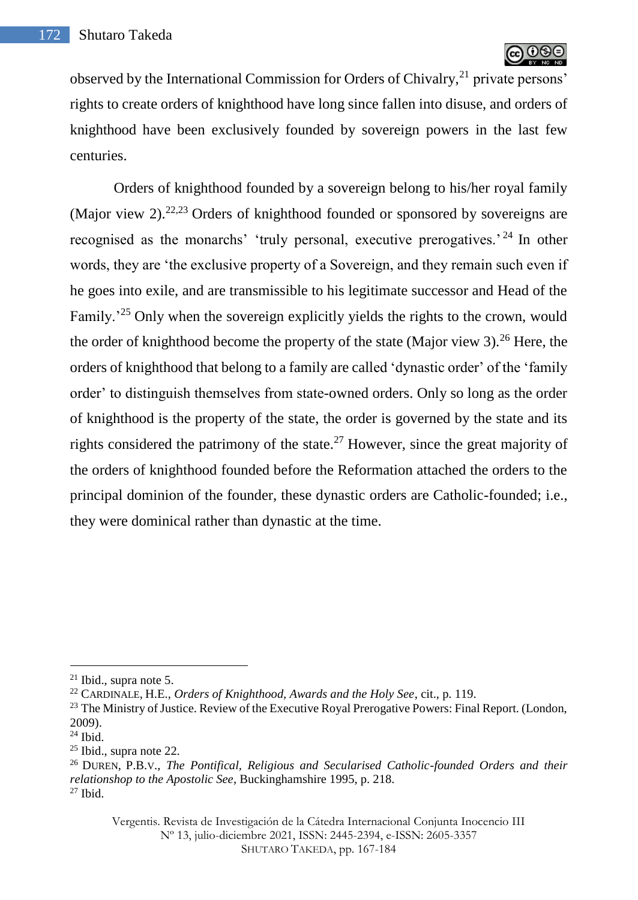observed by the International Commission for Orders of Chivalry,[21] private persons' rights to create orders of knighthood have long since fallen into disuse, and orders of knighthood have been exclusively founded by sovereign powers in the last few centuries.

Orders of knighthood founded by a sovereign belong to his/her royal family (Major view 2).[22,23] Orders of knighthood founded or sponsored by sovereigns are recognised as the monarchs' 'truly personal, executive prerogatives.'[24] In other words, they are 'the exclusive property of a Sovereign, and they remain such even if he goes into exile, and are transmissible to his legitimate successor and Head of the Family.'[25] Only when the sovereign explicitly yields the rights to the crown, would the order of knighthood become the property of the state (Major view 3).[26] Here, the orders of knighthood that belong to a family are called 'dynastic order' of the 'family order' to distinguish themselves from state-owned orders. Only so long as the order of knighthood is the property of the state, the order is governed by the state and its rights considered the patrimony of the state.[27] However, since the great majority of the orders of knighthood founded before the Reformation attached the orders to the principal dominion of the founder, these dynastic orders are Catholic-founded; i.e., they were dominical rather than dynastic at the time.

---

[21] Ibid., supra note 5.

[22] CARDINALE, H.E., *Orders of Knighthood, Awards and the Holy See*, cit., p. 119.

[23] The Ministry of Justice. Review of the Executive Royal Prerogative Powers: Final Report. (London, 2009).

[24] Ibid.

[25] Ibid., supra note 22.

[26] DUREN, P.B.V., *The Pontifical, Religious and Secularised Catholic-founded Orders and their relationshop to the Apostolic See*, Buckinghamshire 1995, p. 218.

[27] Ibid.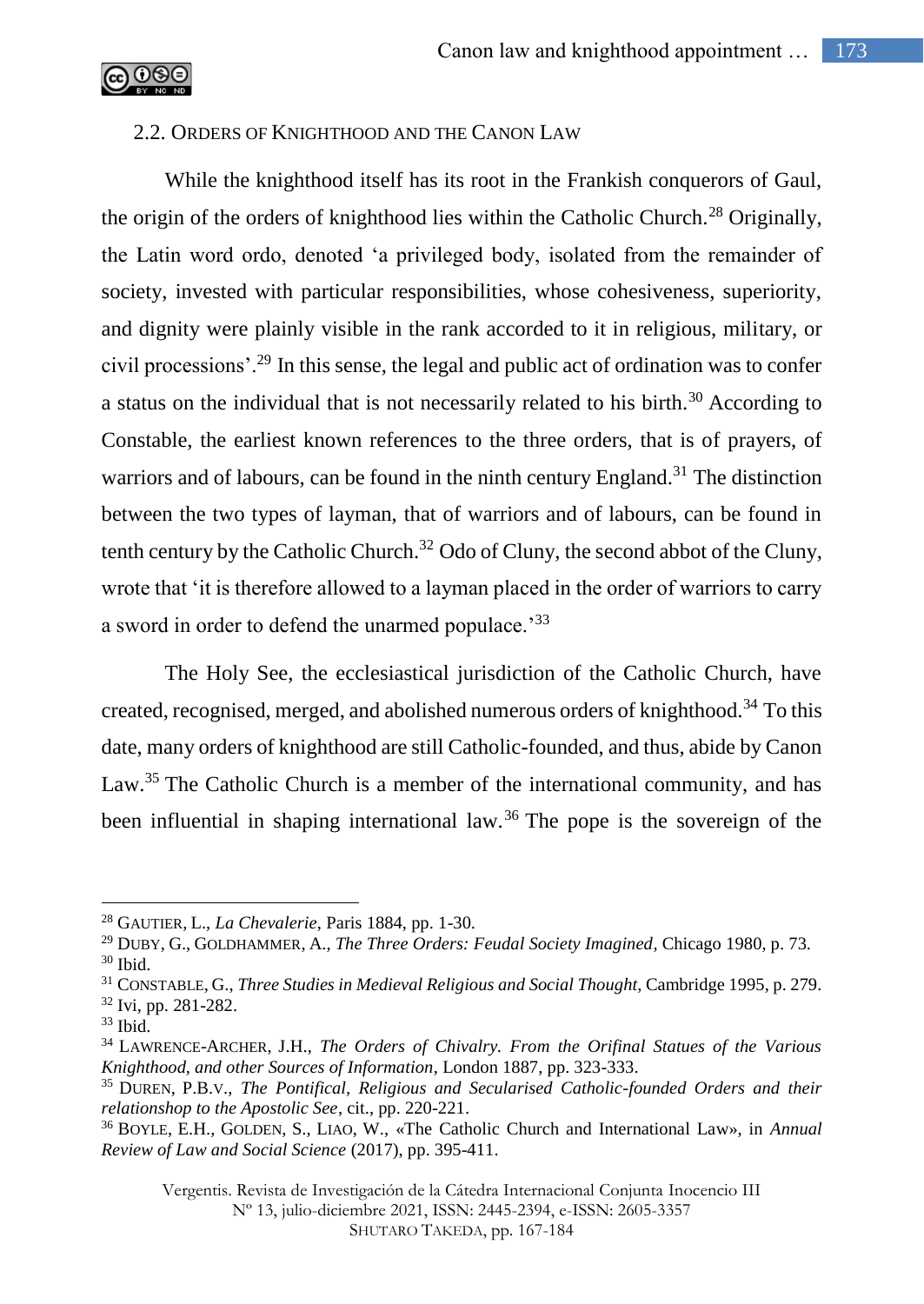## 2.2. ORDERS OF KNIGHTHOOD AND THE CANON LAW

While the knighthood itself has its root in the Frankish conquerors of Gaul, the origin of the orders of knighthood lies within the Catholic Church.[28] Originally, the Latin word ordo, denoted 'a privileged body, isolated from the remainder of society, invested with particular responsibilities, whose cohesiveness, superiority, and dignity were plainly visible in the rank accorded to it in religious, military, or civil processions'.[29] In this sense, the legal and public act of ordination was to confer a status on the individual that is not necessarily related to his birth.[30] According to Constable, the earliest known references to the three orders, that is of prayers, of warriors and of labours, can be found in the ninth century England.[31] The distinction between the two types of layman, that of warriors and of labours, can be found in tenth century by the Catholic Church.[32] Odo of Cluny, the second abbot of the Cluny, wrote that 'it is therefore allowed to a layman placed in the order of warriors to carry a sword in order to defend the unarmed populace.'[33]

The Holy See, the ecclesiastical jurisdiction of the Catholic Church, have created, recognised, merged, and abolished numerous orders of knighthood.[34] To this date, many orders of knighthood are still Catholic-founded, and thus, abide by Canon Law.[35] The Catholic Church is a member of the international community, and has been influential in shaping international law.[36] The pope is the sovereign of the

---

[28] GAUTIER, L., *La Chevalerie*, Paris 1884, pp. 1-30.

[29] DUBY, G., GOLDHAMMER, A., *The Three Orders: Feudal Society Imagined*, Chicago 1980, p. 73.

[30] Ibid.

[31] CONSTABLE, G., *Three Studies in Medieval Religious and Social Thought*, Cambridge 1995, p. 279.

[32] Ivi, pp. 281-282.

[33] Ibid.

[34] LAWRENCE-ARCHER, J.H., *The Orders of Chivalry. From the Orifinal Statues of the Various Knighthood, and other Sources of Information*, London 1887, pp. 323-333.

[35] DUREN, P.B.V., *The Pontifical, Religious and Secularised Catholic-founded Orders and their relationshop to the Apostolic See*, cit., pp. 220-221.

[36] BOYLE, E.H., GOLDEN, S., LIAO, W., «The Catholic Church and International Law», in *Annual Review of Law and Social Science* (2017), pp. 395-411.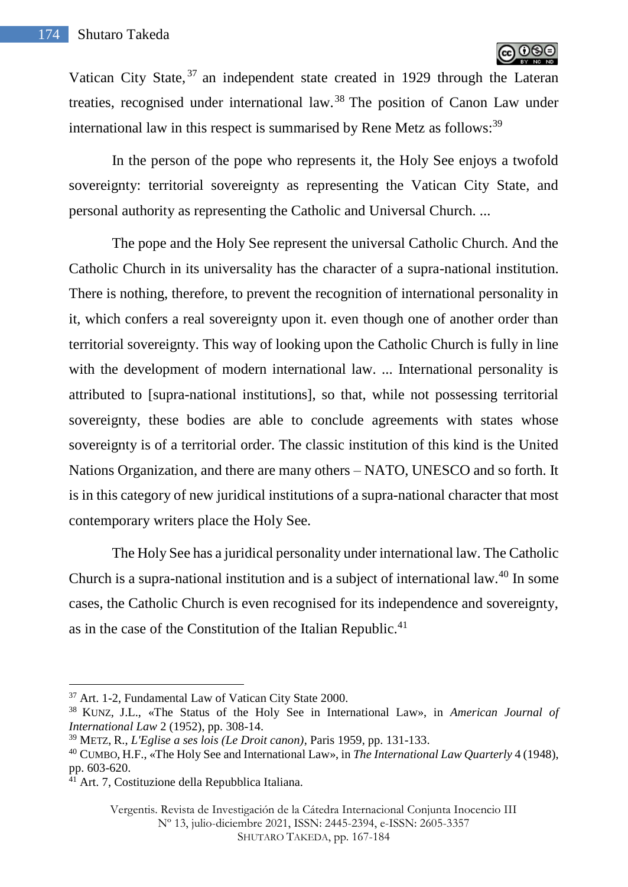Vatican City State,[37] an independent state created in 1929 through the Lateran treaties, recognised under international law.[38] The position of Canon Law under international law in this respect is summarised by Rene Metz as follows:[39]

> In the person of the pope who represents it, the Holy See enjoys a twofold sovereignty: territorial sovereignty as representing the Vatican City State, and personal authority as representing the Catholic and Universal Church. ...
>
> The pope and the Holy See represent the universal Catholic Church. And the Catholic Church in its universality has the character of a supra-national institution. There is nothing, therefore, to prevent the recognition of international personality in it, which confers a real sovereignty upon it. even though one of another order than territorial sovereignty. This way of looking upon the Catholic Church is fully in line with the development of modern international law. ... International personality is attributed to [supra-national institutions], so that, while not possessing territorial sovereignty, these bodies are able to conclude agreements with states whose sovereignty is of a territorial order. The classic institution of this kind is the United Nations Organization, and there are many others – NATO, UNESCO and so forth. It is in this category of new juridical institutions of a supra-national character that most contemporary writers place the Holy See.

The Holy See has a juridical personality under international law. The Catholic Church is a supra-national institution and is a subject of international law.[40] In some cases, the Catholic Church is even recognised for its independence and sovereignty, as in the case of the Constitution of the Italian Republic.[41]

---

[37] Art. 1-2, Fundamental Law of Vatican City State 2000.

[38] KUNZ, J.L., «The Status of the Holy See in International Law», in *American Journal of International Law* 2 (1952), pp. 308-14.

[39] METZ, R., *L'Eglise a ses lois (Le Droit canon)*, Paris 1959, pp. 131-133.

[40] CUMBO, H.F., «The Holy See and International Law», in *The International Law Quarterly* 4 (1948), pp. 603-620.

[41] Art. 7, Costituzione della Repubblica Italiana.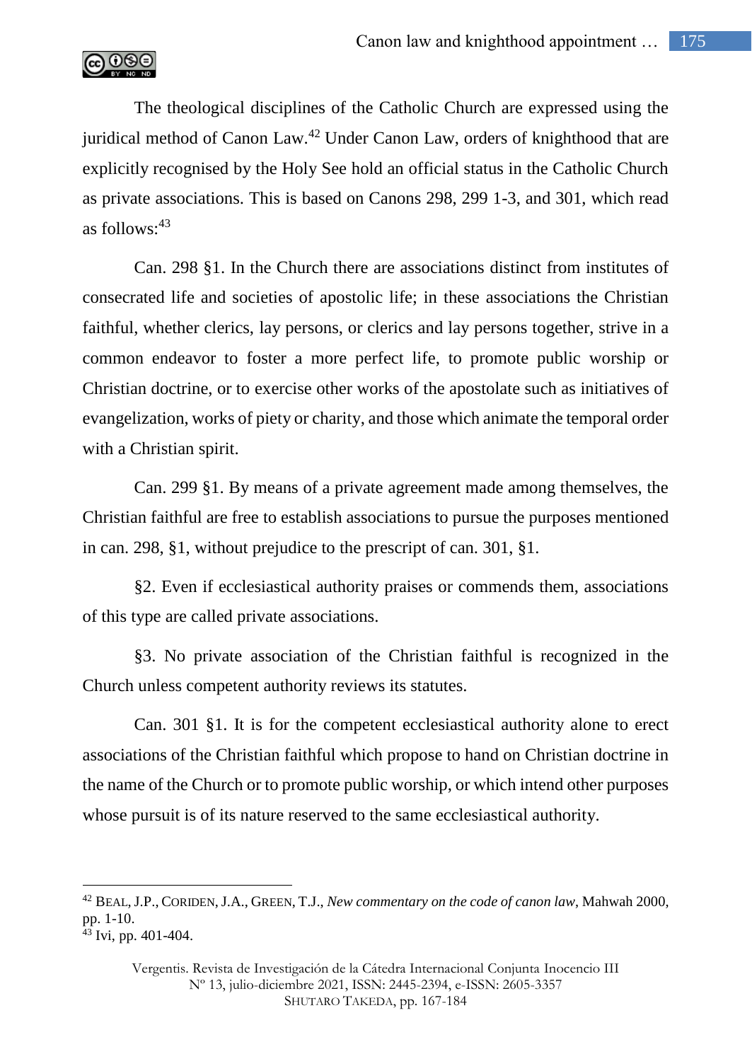The theological disciplines of the Catholic Church are expressed using the juridical method of Canon Law.[42] Under Canon Law, orders of knighthood that are explicitly recognised by the Holy See hold an official status in the Catholic Church as private associations. This is based on Canons 298, 299 1-3, and 301, which read as follows:[43]

Can. 298 §1. In the Church there are associations distinct from institutes of consecrated life and societies of apostolic life; in these associations the Christian faithful, whether clerics, lay persons, or clerics and lay persons together, strive in a common endeavor to foster a more perfect life, to promote public worship or Christian doctrine, or to exercise other works of the apostolate such as initiatives of evangelization, works of piety or charity, and those which animate the temporal order with a Christian spirit.

Can. 299 §1. By means of a private agreement made among themselves, the Christian faithful are free to establish associations to pursue the purposes mentioned in can. 298, §1, without prejudice to the prescript of can. 301, §1.

§2. Even if ecclesiastical authority praises or commends them, associations of this type are called private associations.

§3. No private association of the Christian faithful is recognized in the Church unless competent authority reviews its statutes.

Can. 301 §1. It is for the competent ecclesiastical authority alone to erect associations of the Christian faithful which propose to hand on Christian doctrine in the name of the Church or to promote public worship, or which intend other purposes whose pursuit is of its nature reserved to the same ecclesiastical authority.

---

[42] BEAL, J.P., CORIDEN, J.A., GREEN, T.J., *New commentary on the code of canon law*, Mahwah 2000, pp. 1-10.

[43] Ivi, pp. 401-404.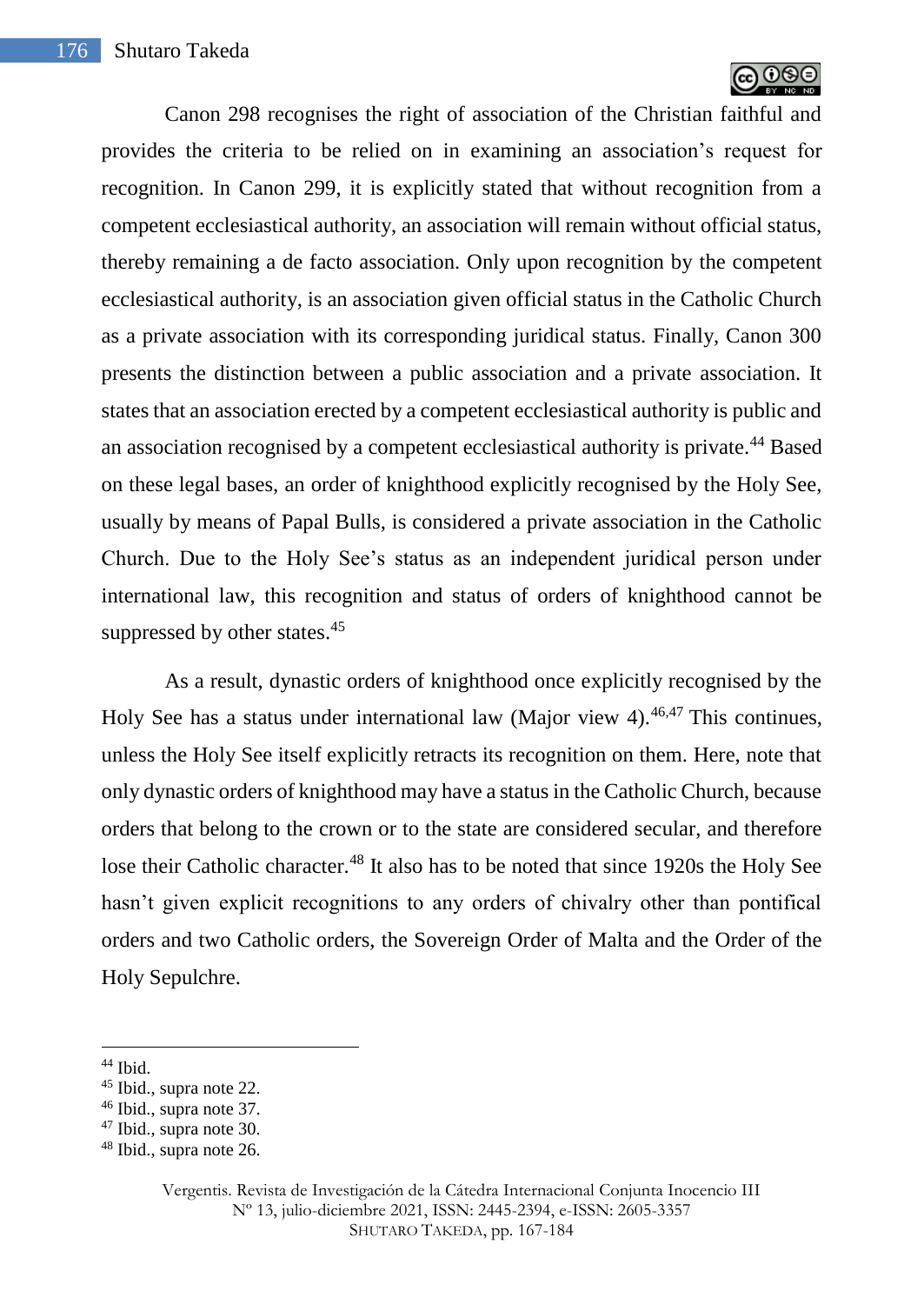Canon 298 recognises the right of association of the Christian faithful and provides the criteria to be relied on in examining an association's request for recognition. In Canon 299, it is explicitly stated that without recognition from a competent ecclesiastical authority, an association will remain without official status, thereby remaining a de facto association. Only upon recognition by the competent ecclesiastical authority, is an association given official status in the Catholic Church as a private association with its corresponding juridical status. Finally, Canon 300 presents the distinction between a public association and a private association. It states that an association erected by a competent ecclesiastical authority is public and an association recognised by a competent ecclesiastical authority is private.[44] Based on these legal bases, an order of knighthood explicitly recognised by the Holy See, usually by means of Papal Bulls, is considered a private association in the Catholic Church. Due to the Holy See's status as an independent juridical person under international law, this recognition and status of orders of knighthood cannot be suppressed by other states.[45]

As a result, dynastic orders of knighthood once explicitly recognised by the Holy See has a status under international law (Major view 4).[46,47] This continues, unless the Holy See itself explicitly retracts its recognition on them. Here, note that only dynastic orders of knighthood may have a status in the Catholic Church, because orders that belong to the crown or to the state are considered secular, and therefore lose their Catholic character.[48] It also has to be noted that since 1920s the Holy See hasn't given explicit recognitions to any orders of chivalry other than pontifical orders and two Catholic orders, the Sovereign Order of Malta and the Order of the Holy Sepulchre.

---

[44] Ibid.

[45] Ibid., supra note 22.

[46] Ibid., supra note 37.

[47] Ibid., supra note 30.

[48] Ibid., supra note 26.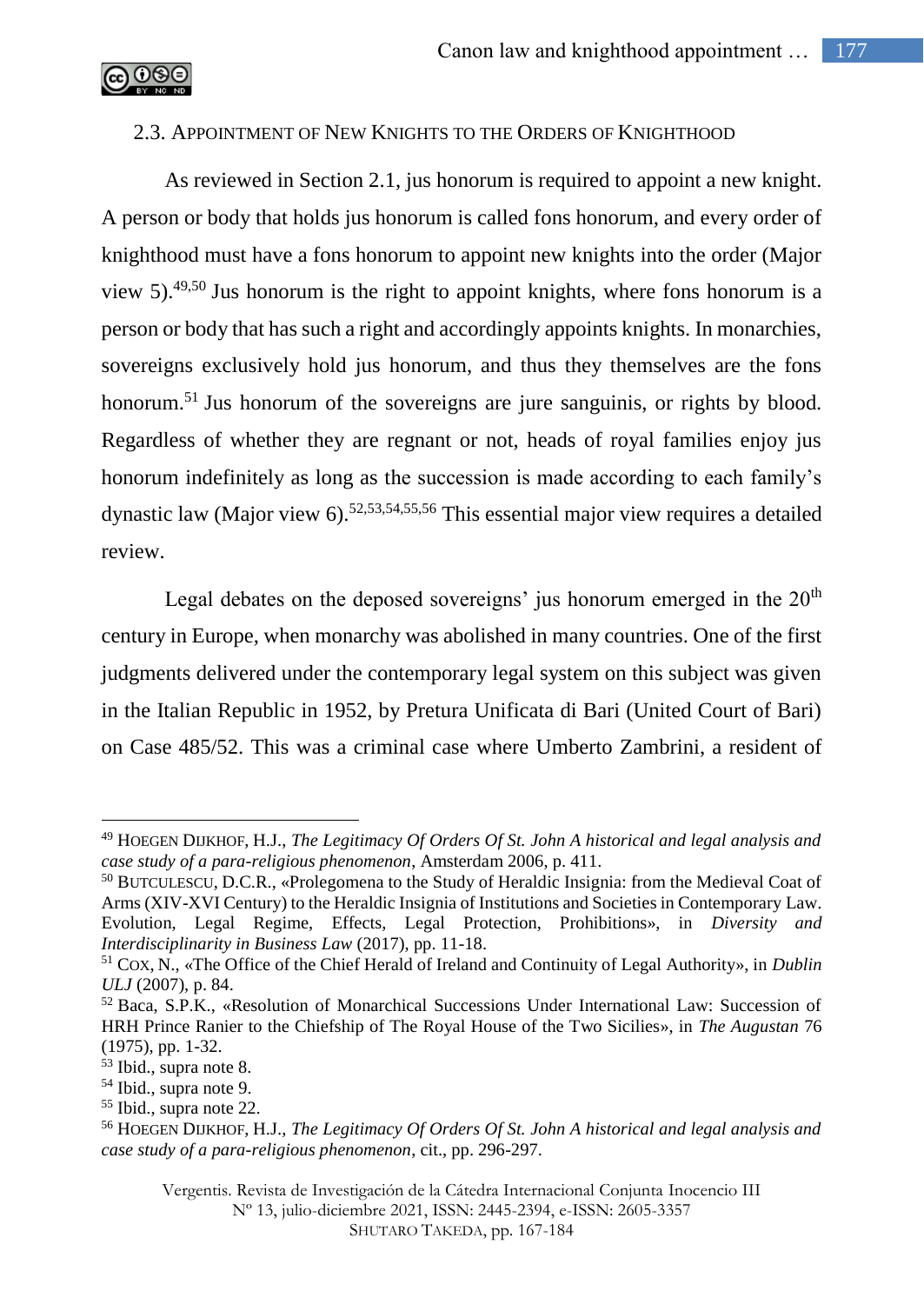### 2.3. Appointment of New Knights to the Orders of Knighthood

As reviewed in Section 2.1, jus honorum is required to appoint a new knight. A person or body that holds jus honorum is called fons honorum, and every order of knighthood must have a fons honorum to appoint new knights into the order (Major view 5).[49,50] Jus honorum is the right to appoint knights, where fons honorum is a person or body that has such a right and accordingly appoints knights. In monarchies, sovereigns exclusively hold jus honorum, and thus they themselves are the fons honorum.[51] Jus honorum of the sovereigns are jure sanguinis, or rights by blood. Regardless of whether they are regnant or not, heads of royal families enjoy jus honorum indefinitely as long as the succession is made according to each family's dynastic law (Major view 6).[52,53,54,55,56] This essential major view requires a detailed review.

Legal debates on the deposed sovereigns' jus honorum emerged in the 20th century in Europe, when monarchy was abolished in many countries. One of the first judgments delivered under the contemporary legal system on this subject was given in the Italian Republic in 1952, by Pretura Unificata di Bari (United Court of Bari) on Case 485/52. This was a criminal case where Umberto Zambrini, a resident of

---

[49] Hoegen Dijkhof, H.J., *The Legitimacy Of Orders Of St. John A historical and legal analysis and case study of a para-religious phenomenon*, Amsterdam 2006, p. 411.

[50] Butculescu, D.C.R., «Prolegomena to the Study of Heraldic Insignia: from the Medieval Coat of Arms (XIV-XVI Century) to the Heraldic Insignia of Institutions and Societies in Contemporary Law. Evolution, Legal Regime, Effects, Legal Protection, Prohibitions», in *Diversity and Interdisciplinarity in Business Law* (2017), pp. 11-18.

[51] Cox, N., «The Office of the Chief Herald of Ireland and Continuity of Legal Authority», in *Dublin ULJ* (2007), p. 84.

[52] Baca, S.P.K., «Resolution of Monarchical Successions Under International Law: Succession of HRH Prince Ranier to the Chiefship of The Royal House of the Two Sicilies», in *The Augustan* 76 (1975), pp. 1-32.

[53] Ibid., supra note 8.

[54] Ibid., supra note 9.

[55] Ibid., supra note 22.

[56] Hoegen Dijkhof, H.J., *The Legitimacy Of Orders Of St. John A historical and legal analysis and case study of a para-religious phenomenon*, cit., pp. 296-297.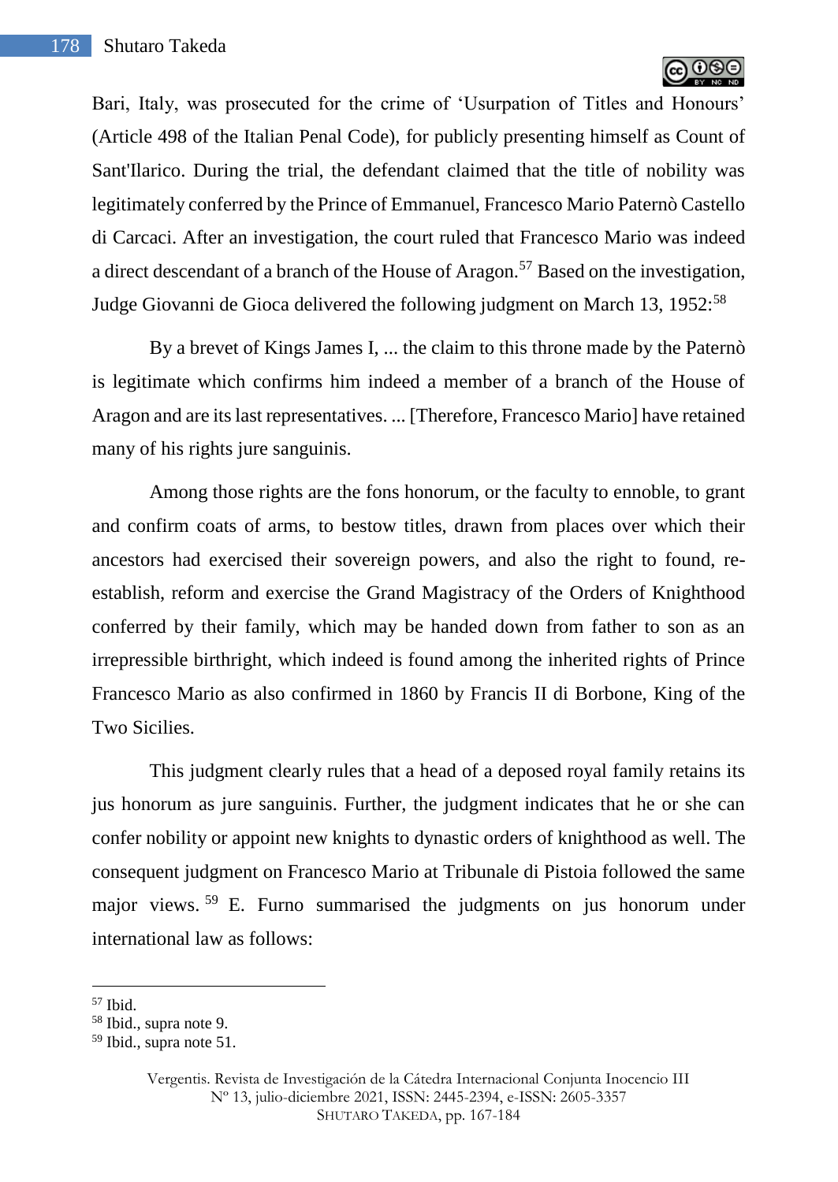Bari, Italy, was prosecuted for the crime of 'Usurpation of Titles and Honours' (Article 498 of the Italian Penal Code), for publicly presenting himself as Count of Sant'Ilarico. During the trial, the defendant claimed that the title of nobility was legitimately conferred by the Prince of Emmanuel, Francesco Mario Paternò Castello di Carcaci. After an investigation, the court ruled that Francesco Mario was indeed a direct descendant of a branch of the House of Aragon.[57] Based on the investigation, Judge Giovanni de Gioca delivered the following judgment on March 13, 1952:[58]

> By a brevet of Kings James I, ... the claim to this throne made by the Paternò is legitimate which confirms him indeed a member of a branch of the House of Aragon and are its last representatives. ... [Therefore, Francesco Mario] have retained many of his rights jure sanguinis.
>
> Among those rights are the fons honorum, or the faculty to ennoble, to grant and confirm coats of arms, to bestow titles, drawn from places over which their ancestors had exercised their sovereign powers, and also the right to found, re-establish, reform and exercise the Grand Magistracy of the Orders of Knighthood conferred by their family, which may be handed down from father to son as an irrepressible birthright, which indeed is found among the inherited rights of Prince Francesco Mario as also confirmed in 1860 by Francis II di Borbone, King of the Two Sicilies.

This judgment clearly rules that a head of a deposed royal family retains its jus honorum as jure sanguinis. Further, the judgment indicates that he or she can confer nobility or appoint new knights to dynastic orders of knighthood as well. The consequent judgment on Francesco Mario at Tribunale di Pistoia followed the same major views.[59] E. Furno summarised the judgments on jus honorum under international law as follows:

---

[57] Ibid.

[58] Ibid., supra note 9.

[59] Ibid., supra note 51.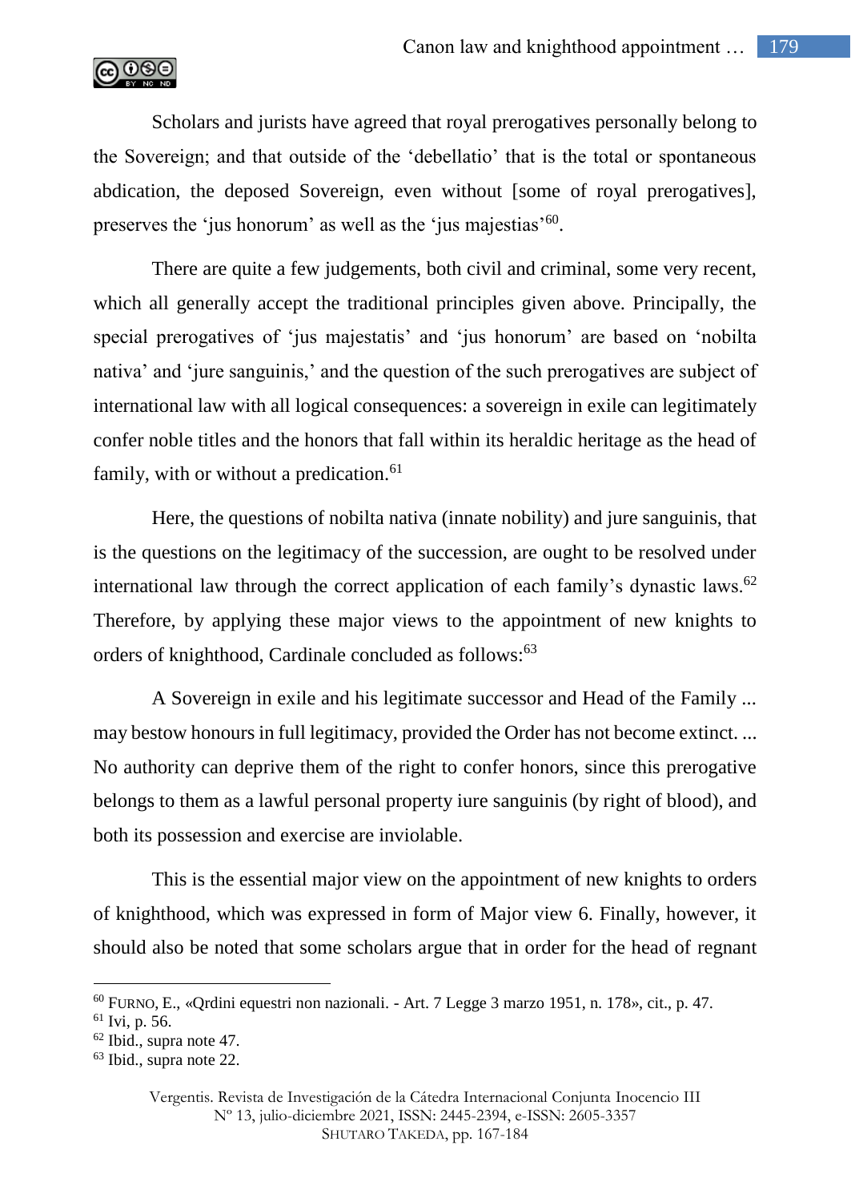Scholars and jurists have agreed that royal prerogatives personally belong to the Sovereign; and that outside of the 'debellatio' that is the total or spontaneous abdication, the deposed Sovereign, even without [some of royal prerogatives], preserves the 'jus honorum' as well as the 'jus majestias'[60].

There are quite a few judgements, both civil and criminal, some very recent, which all generally accept the traditional principles given above. Principally, the special prerogatives of 'jus majestatis' and 'jus honorum' are based on 'nobilta nativa' and 'jure sanguinis,' and the question of the such prerogatives are subject of international law with all logical consequences: a sovereign in exile can legitimately confer noble titles and the honors that fall within its heraldic heritage as the head of family, with or without a predication.[61]

Here, the questions of nobilta nativa (innate nobility) and jure sanguinis, that is the questions on the legitimacy of the succession, are ought to be resolved under international law through the correct application of each family's dynastic laws.[62] Therefore, by applying these major views to the appointment of new knights to orders of knighthood, Cardinale concluded as follows:[63]

A Sovereign in exile and his legitimate successor and Head of the Family ... may bestow honours in full legitimacy, provided the Order has not become extinct. ... No authority can deprive them of the right to confer honors, since this prerogative belongs to them as a lawful personal property iure sanguinis (by right of blood), and both its possession and exercise are inviolable.

This is the essential major view on the appointment of new knights to orders of knighthood, which was expressed in form of Major view 6. Finally, however, it should also be noted that some scholars argue that in order for the head of regnant

---

[60] FURNO, E., «Qrdini equestri non nazionali. - Art. 7 Legge 3 marzo 1951, n. 178», cit., p. 47.

[61] Ivi, p. 56.

[62] Ibid., supra note 47.

[63] Ibid., supra note 22.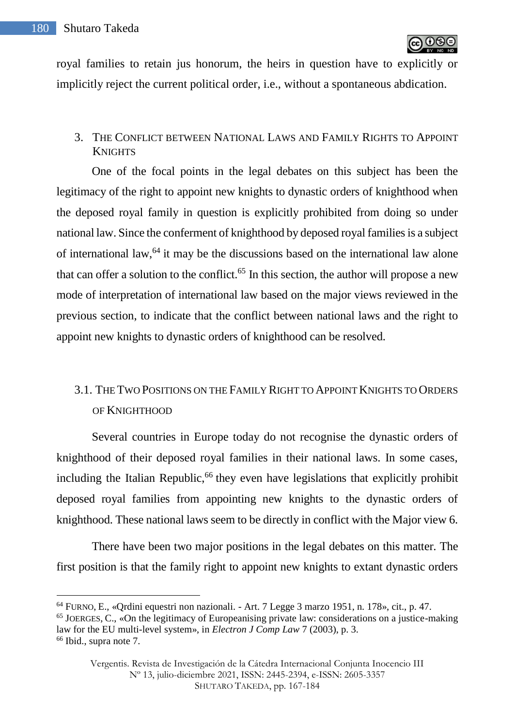royal families to retain jus honorum, the heirs in question have to explicitly or implicitly reject the current political order, i.e., without a spontaneous abdication.

## 3. The Conflict between National Laws and Family Rights to Appoint Knights

One of the focal points in the legal debates on this subject has been the legitimacy of the right to appoint new knights to dynastic orders of knighthood when the deposed royal family in question is explicitly prohibited from doing so under national law. Since the conferment of knighthood by deposed royal families is a subject of international law,[64] it may be the discussions based on the international law alone that can offer a solution to the conflict.[65] In this section, the author will propose a new mode of interpretation of international law based on the major views reviewed in the previous section, to indicate that the conflict between national laws and the right to appoint new knights to dynastic orders of knighthood can be resolved.

### 3.1. The Two Positions on the Family Right to Appoint Knights to Orders of Knighthood

Several countries in Europe today do not recognise the dynastic orders of knighthood of their deposed royal families in their national laws. In some cases, including the Italian Republic,[66] they even have legislations that explicitly prohibit deposed royal families from appointing new knights to the dynastic orders of knighthood. These national laws seem to be directly in conflict with the Major view 6.

There have been two major positions in the legal debates on this matter. The first position is that the family right to appoint new knights to extant dynastic orders

---

[64] Furno, E., «Qrdini equestri non nazionali. - Art. 7 Legge 3 marzo 1951, n. 178», cit., p. 47.

[65] Joerges, C., «On the legitimacy of Europeanising private law: considerations on a justice-making law for the EU multi-level system», in *Electron J Comp Law* 7 (2003), p. 3.

[66] Ibid., supra note 7.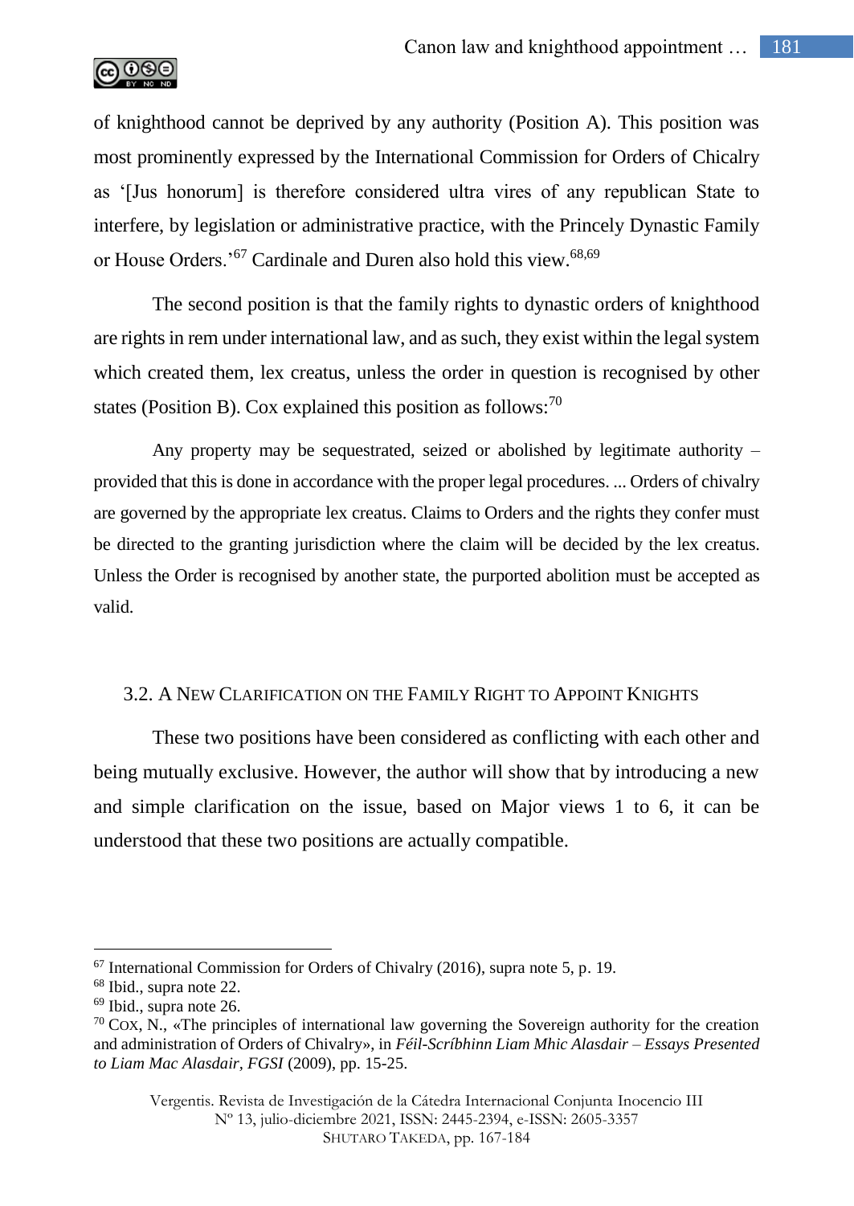of knighthood cannot be deprived by any authority (Position A). This position was most prominently expressed by the International Commission for Orders of Chicalry as '[Jus honorum] is therefore considered ultra vires of any republican State to interfere, by legislation or administrative practice, with the Princely Dynastic Family or House Orders.'[67] Cardinale and Duren also hold this view.[68,69]

The second position is that the family rights to dynastic orders of knighthood are rights in rem under international law, and as such, they exist within the legal system which created them, lex creatus, unless the order in question is recognised by other states (Position B). Cox explained this position as follows:[70]

> Any property may be sequestrated, seized or abolished by legitimate authority – provided that this is done in accordance with the proper legal procedures. ... Orders of chivalry are governed by the appropriate lex creatus. Claims to Orders and the rights they confer must be directed to the granting jurisdiction where the claim will be decided by the lex creatus. Unless the Order is recognised by another state, the purported abolition must be accepted as valid.

### 3.2. A New Clarification on the Family Right to Appoint Knights

These two positions have been considered as conflicting with each other and being mutually exclusive. However, the author will show that by introducing a new and simple clarification on the issue, based on Major views 1 to 6, it can be understood that these two positions are actually compatible.

---

[67] International Commission for Orders of Chivalry (2016), supra note 5, p. 19.

[68] Ibid., supra note 22.

[69] Ibid., supra note 26.

[70] Cox, N., «The principles of international law governing the Sovereign authority for the creation and administration of Orders of Chivalry», in *Féil-Scríbhinn Liam Mhic Alasdair – Essays Presented to Liam Mac Alasdair, FGSI* (2009), pp. 15-25.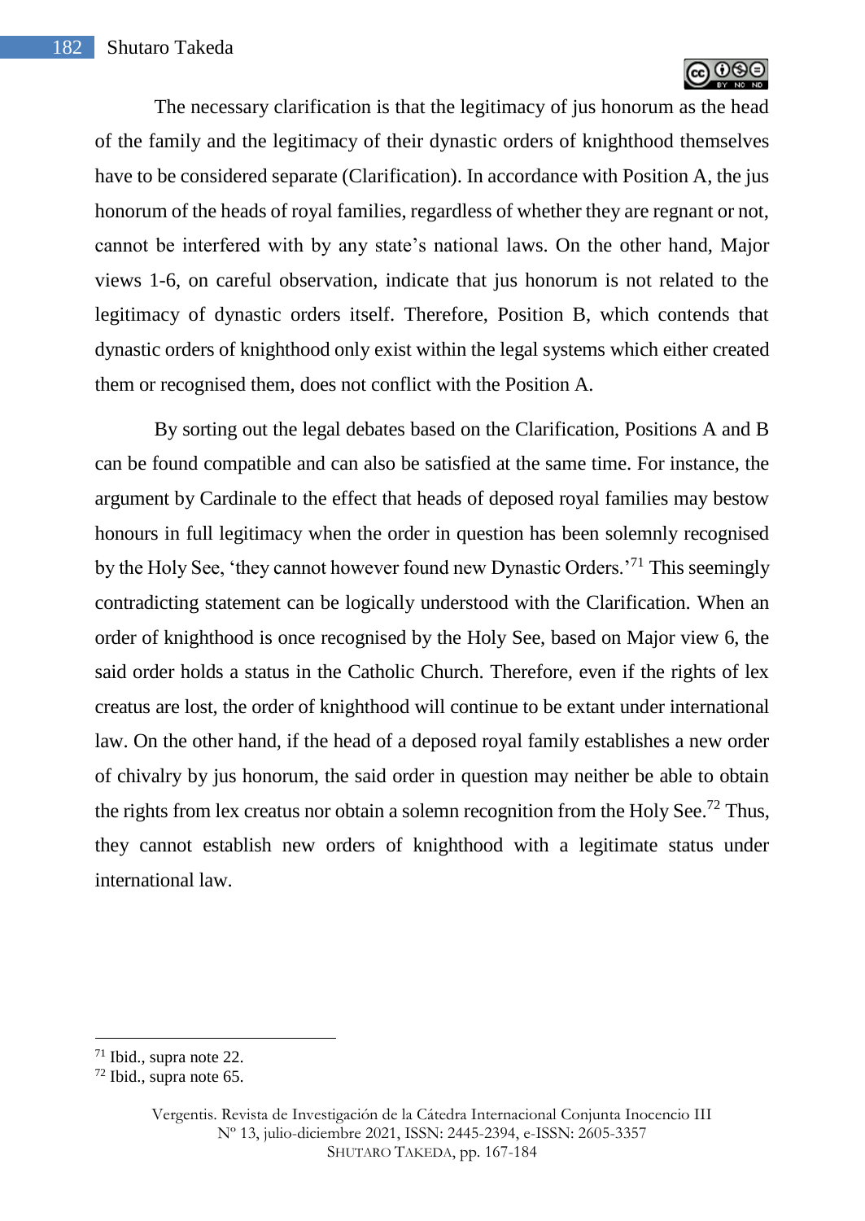The necessary clarification is that the legitimacy of jus honorum as the head of the family and the legitimacy of their dynastic orders of knighthood themselves have to be considered separate (Clarification). In accordance with Position A, the jus honorum of the heads of royal families, regardless of whether they are regnant or not, cannot be interfered with by any state's national laws. On the other hand, Major views 1-6, on careful observation, indicate that jus honorum is not related to the legitimacy of dynastic orders itself. Therefore, Position B, which contends that dynastic orders of knighthood only exist within the legal systems which either created them or recognised them, does not conflict with the Position A.

By sorting out the legal debates based on the Clarification, Positions A and B can be found compatible and can also be satisfied at the same time. For instance, the argument by Cardinale to the effect that heads of deposed royal families may bestow honours in full legitimacy when the order in question has been solemnly recognised by the Holy See, 'they cannot however found new Dynastic Orders.'[71] This seemingly contradicting statement can be logically understood with the Clarification. When an order of knighthood is once recognised by the Holy See, based on Major view 6, the said order holds a status in the Catholic Church. Therefore, even if the rights of lex creatus are lost, the order of knighthood will continue to be extant under international law. On the other hand, if the head of a deposed royal family establishes a new order of chivalry by jus honorum, the said order in question may neither be able to obtain the rights from lex creatus nor obtain a solemn recognition from the Holy See.[72] Thus, they cannot establish new orders of knighthood with a legitimate status under international law.

---

[71] Ibid., supra note 22.

[72] Ibid., supra note 65.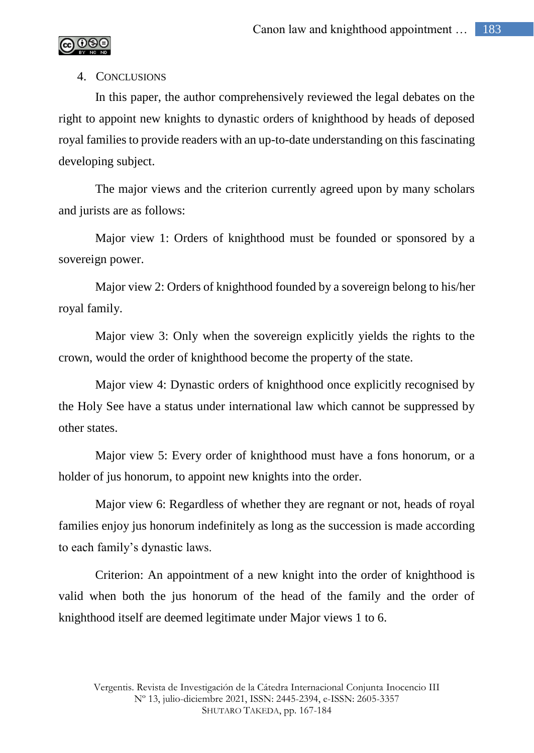## 4. Conclusions

In this paper, the author comprehensively reviewed the legal debates on the right to appoint new knights to dynastic orders of knighthood by heads of deposed royal families to provide readers with an up-to-date understanding on this fascinating developing subject.

The major views and the criterion currently agreed upon by many scholars and jurists are as follows:

Major view 1: Orders of knighthood must be founded or sponsored by a sovereign power.

Major view 2: Orders of knighthood founded by a sovereign belong to his/her royal family.

Major view 3: Only when the sovereign explicitly yields the rights to the crown, would the order of knighthood become the property of the state.

Major view 4: Dynastic orders of knighthood once explicitly recognised by the Holy See have a status under international law which cannot be suppressed by other states.

Major view 5: Every order of knighthood must have a fons honorum, or a holder of jus honorum, to appoint new knights into the order.

Major view 6: Regardless of whether they are regnant or not, heads of royal families enjoy jus honorum indefinitely as long as the succession is made according to each family's dynastic laws.

Criterion: An appointment of a new knight into the order of knighthood is valid when both the jus honorum of the head of the family and the order of knighthood itself are deemed legitimate under Major views 1 to 6.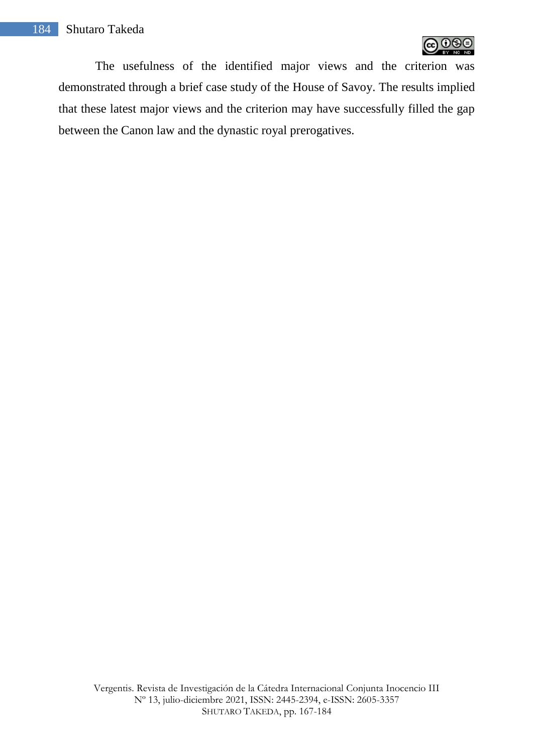The usefulness of the identified major views and the criterion was demonstrated through a brief case study of the House of Savoy. The results implied that these latest major views and the criterion may have successfully filled the gap between the Canon law and the dynastic royal prerogatives.